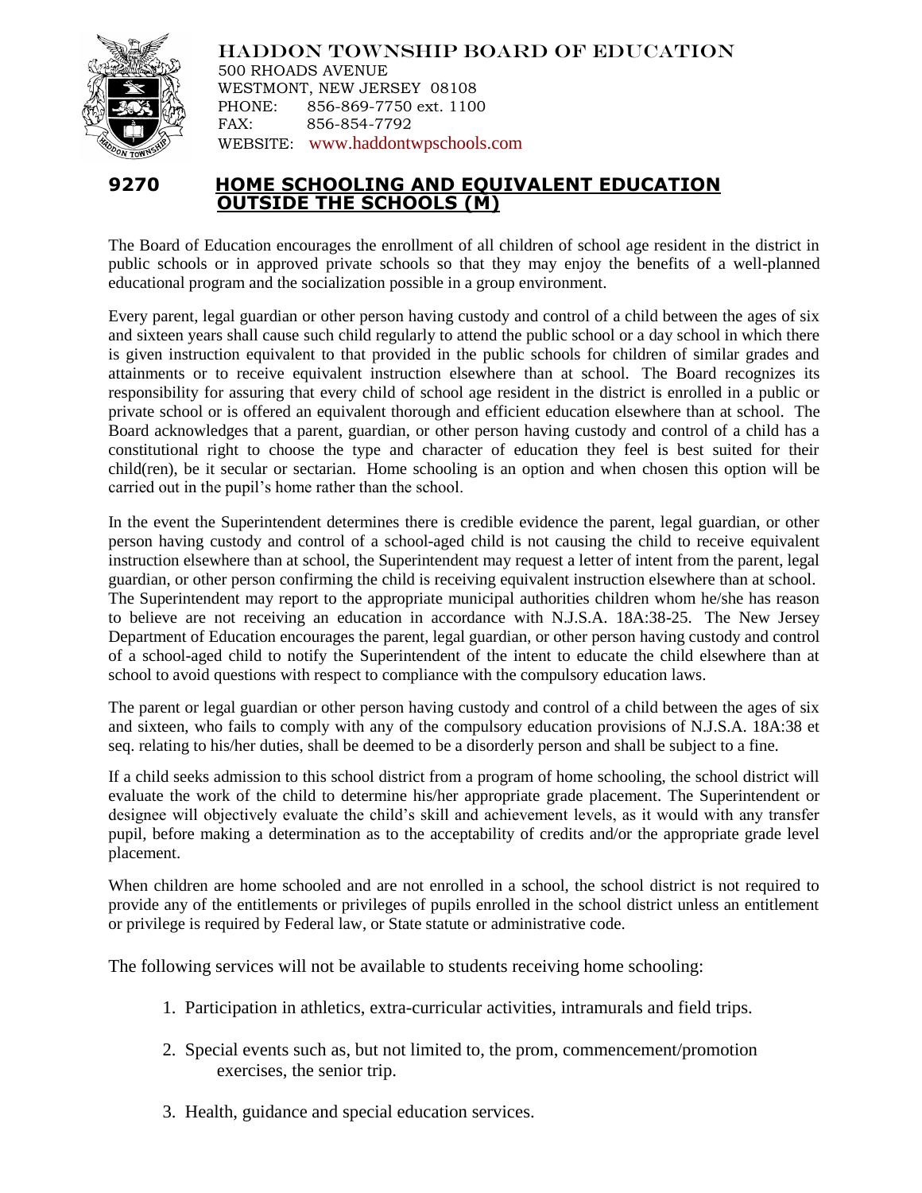HADDON TOWNSHIP BOARD OF EDUCATION
500 RHOADS AVENUE
WESTMONT, NEW JERSEY 08108
PHONE: 856-869-7750 ext. 1100
FAX: 856-854-7792
WEBSITE: www.haddontwpschools.com

# 9270 HOME SCHOOLING AND EQUIVALENT EDUCATION OUTSIDE THE SCHOOLS (M)

The Board of Education encourages the enrollment of all children of school age resident in the district in public schools or in approved private schools so that they may enjoy the benefits of a well-planned educational program and the socialization possible in a group environment.

Every parent, legal guardian or other person having custody and control of a child between the ages of six and sixteen years shall cause such child regularly to attend the public school or a day school in which there is given instruction equivalent to that provided in the public schools for children of similar grades and attainments or to receive equivalent instruction elsewhere than at school. The Board recognizes its responsibility for assuring that every child of school age resident in the district is enrolled in a public or private school or is offered an equivalent thorough and efficient education elsewhere than at school. The Board acknowledges that a parent, guardian, or other person having custody and control of a child has a constitutional right to choose the type and character of education they feel is best suited for their child(ren), be it secular or sectarian. Home schooling is an option and when chosen this option will be carried out in the pupil's home rather than the school.

In the event the Superintendent determines there is credible evidence the parent, legal guardian, or other person having custody and control of a school-aged child is not causing the child to receive equivalent instruction elsewhere than at school, the Superintendent may request a letter of intent from the parent, legal guardian, or other person confirming the child is receiving equivalent instruction elsewhere than at school. The Superintendent may report to the appropriate municipal authorities children whom he/she has reason to believe are not receiving an education in accordance with N.J.S.A. 18A:38-25. The New Jersey Department of Education encourages the parent, legal guardian, or other person having custody and control of a school-aged child to notify the Superintendent of the intent to educate the child elsewhere than at school to avoid questions with respect to compliance with the compulsory education laws.

The parent or legal guardian or other person having custody and control of a child between the ages of six and sixteen, who fails to comply with any of the compulsory education provisions of N.J.S.A. 18A:38 et seq. relating to his/her duties, shall be deemed to be a disorderly person and shall be subject to a fine.

If a child seeks admission to this school district from a program of home schooling, the school district will evaluate the work of the child to determine his/her appropriate grade placement. The Superintendent or designee will objectively evaluate the child's skill and achievement levels, as it would with any transfer pupil, before making a determination as to the acceptability of credits and/or the appropriate grade level placement.

When children are home schooled and are not enrolled in a school, the school district is not required to provide any of the entitlements or privileges of pupils enrolled in the school district unless an entitlement or privilege is required by Federal law, or State statute or administrative code.

The following services will not be available to students receiving home schooling:

1. Participation in athletics, extra-curricular activities, intramurals and field trips.
2. Special events such as, but not limited to, the prom, commencement/promotion exercises, the senior trip.
3. Health, guidance and special education services.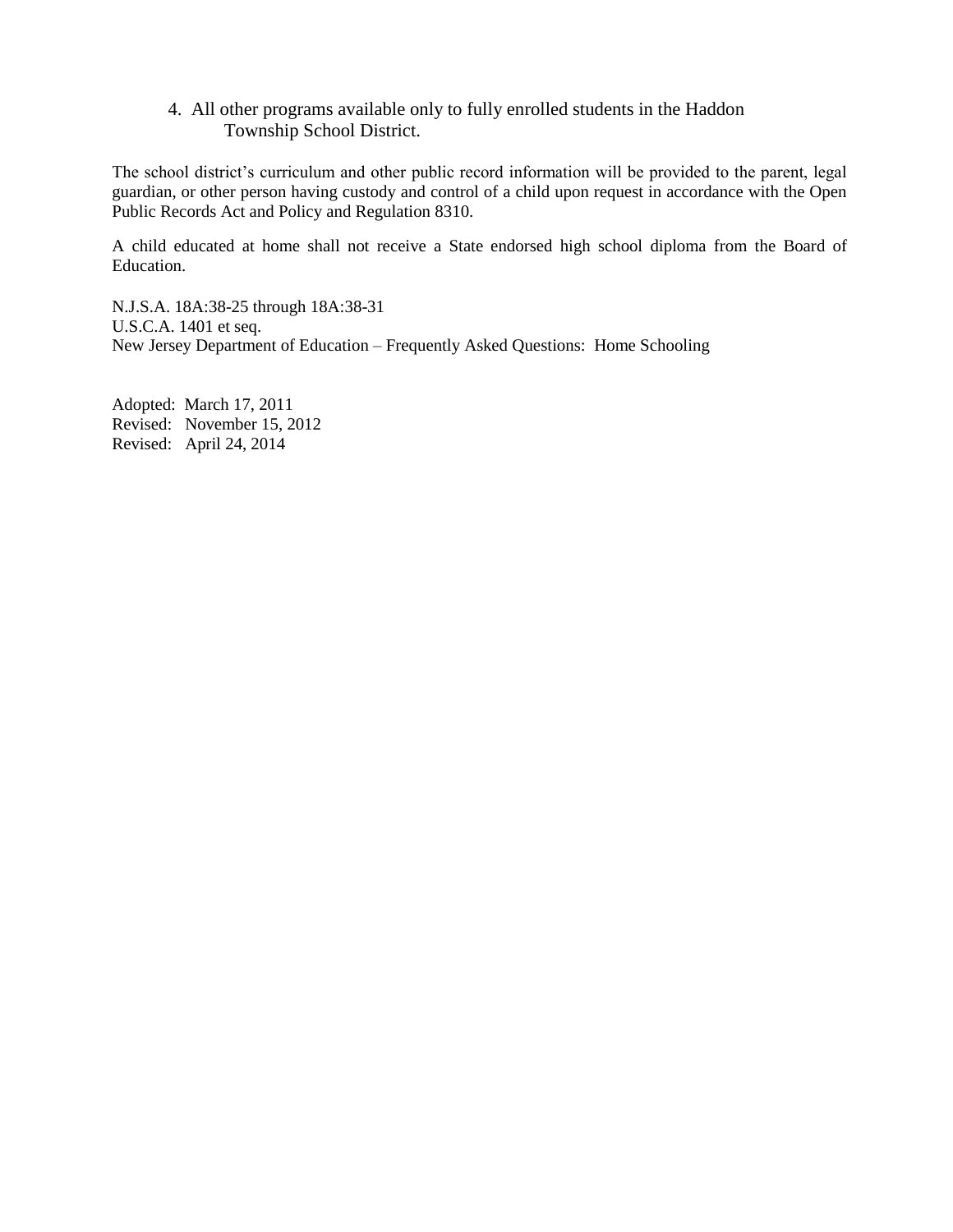4. All other programs available only to fully enrolled students in the Haddon Township School District.

The school district's curriculum and other public record information will be provided to the parent, legal guardian, or other person having custody and control of a child upon request in accordance with the Open Public Records Act and Policy and Regulation 8310.

A child educated at home shall not receive a State endorsed high school diploma from the Board of Education.

N.J.S.A. 18A:38-25 through 18A:38-31
U.S.C.A. 1401 et seq.
New Jersey Department of Education – Frequently Asked Questions: Home Schooling

Adopted: March 17, 2011
Revised: November 15, 2012
Revised: April 24, 2014